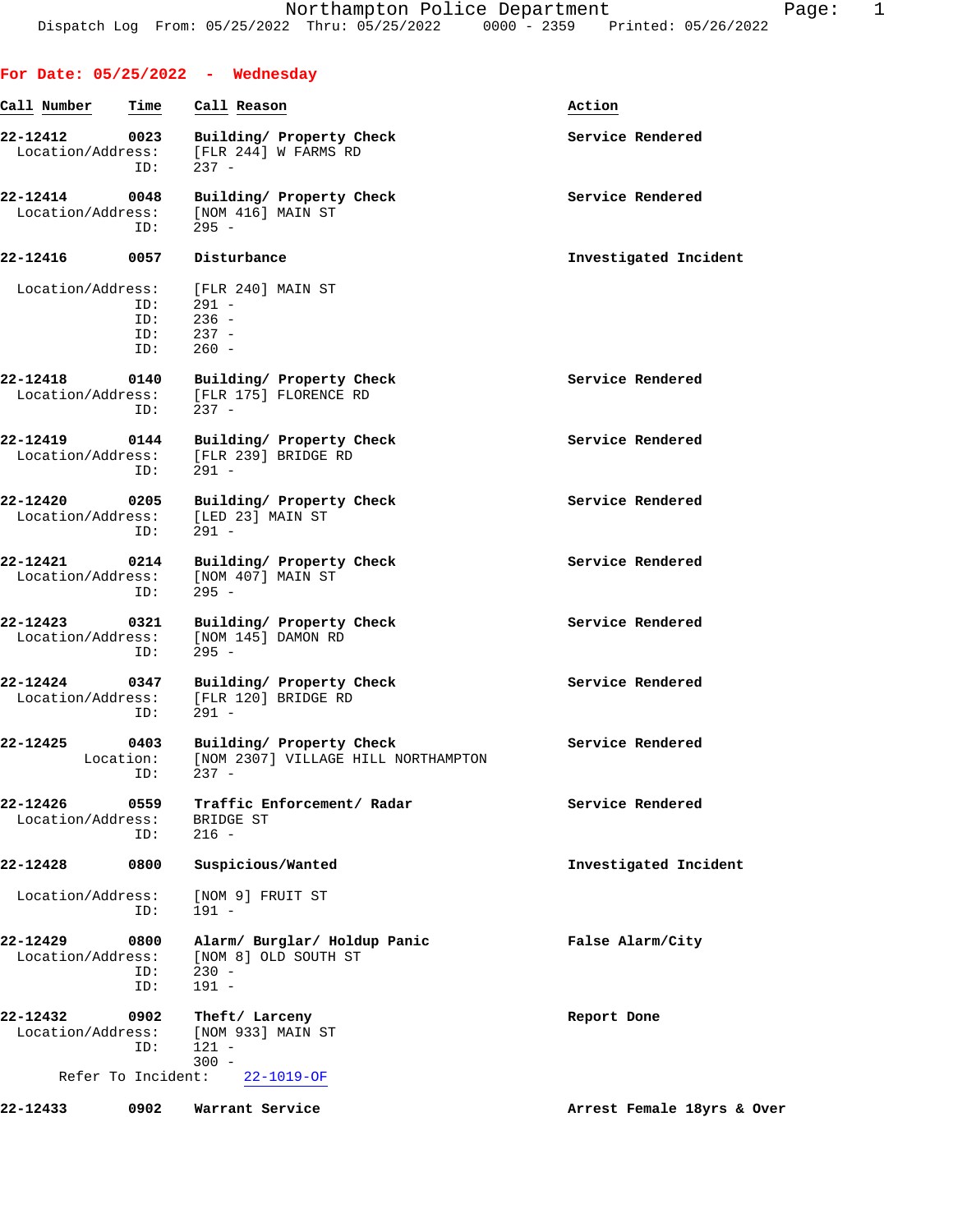Northampton Police Department
Dispatch Log From: 05/25/2022 Thru: 05/25/2022 0000 - 2359 Printed: 05/26/2022

## For Date: 05/25/2022 - Wednesday

| Call Number | Time | Call Reason | Action |
|---|---|---|---|

**22-12412** **0023** **Building/ Property Check** **Service Rendered**
Location/Address: [FLR 244] W FARMS RD
ID: 237 -

**22-12414** **0048** **Building/ Property Check** **Service Rendered**
Location/Address: [NOM 416] MAIN ST
ID: 295 -

**22-12416** **0057** **Disturbance** **Investigated Incident**
Location/Address: [FLR 240] MAIN ST
ID: 291 -
ID: 236 -
ID: 237 -
ID: 260 -

**22-12418** **0140** **Building/ Property Check** **Service Rendered**
Location/Address: [FLR 175] FLORENCE RD
ID: 237 -

**22-12419** **0144** **Building/ Property Check** **Service Rendered**
Location/Address: [FLR 239] BRIDGE RD
ID: 291 -

**22-12420** **0205** **Building/ Property Check** **Service Rendered**
Location/Address: [LED 23] MAIN ST
ID: 291 -

**22-12421** **0214** **Building/ Property Check** **Service Rendered**
Location/Address: [NOM 407] MAIN ST
ID: 295 -

**22-12423** **0321** **Building/ Property Check** **Service Rendered**
Location/Address: [NOM 145] DAMON RD
ID: 295 -

**22-12424** **0347** **Building/ Property Check** **Service Rendered**
Location/Address: [FLR 120] BRIDGE RD
ID: 291 -

**22-12425** **0403** **Building/ Property Check** **Service Rendered**
Location: [NOM 2307] VILLAGE HILL NORTHAMPTON
ID: 237 -

**22-12426** **0559** **Traffic Enforcement/ Radar** **Service Rendered**
Location/Address: BRIDGE ST
ID: 216 -

**22-12428** **0800** **Suspicious/Wanted** **Investigated Incident**
Location/Address: [NOM 9] FRUIT ST
ID: 191 -

**22-12429** **0800** **Alarm/ Burglar/ Holdup Panic** **False Alarm/City**
Location/Address: [NOM 8] OLD SOUTH ST
ID: 230 -
ID: 191 -

**22-12432** **0902** **Theft/ Larceny** **Report Done**
Location/Address: [NOM 933] MAIN ST
ID: 121 -
300 -
Refer To Incident: 22-1019-OF

**22-12433** **0902** **Warrant Service** **Arrest Female 18yrs & Over**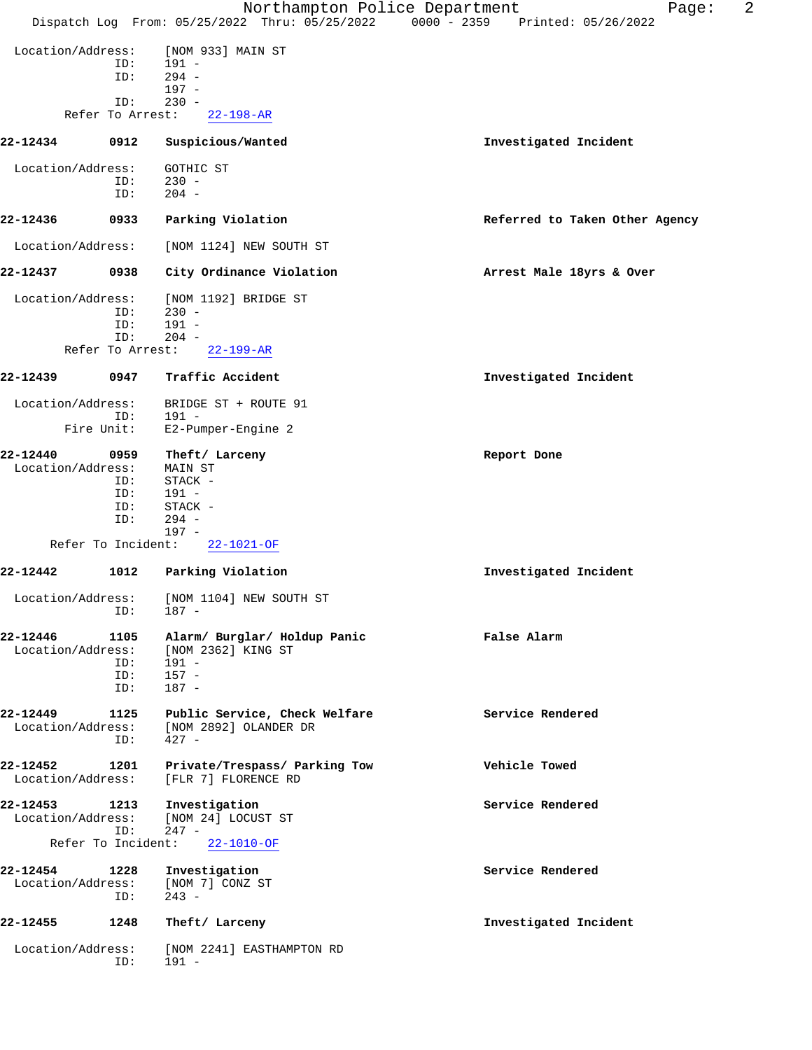Location/Address: [NOM 933] MAIN ST
ID: 191 -
ID: 294 -
197 -
ID: 230 -
Refer To Arrest: 22-198-AR

**22-12434** 0912 **Suspicious/Wanted** — Investigated Incident

Location/Address: GOTHIC ST
ID: 230 -
ID: 204 -

**22-12436** 0933 **Parking Violation** — Referred to Taken Other Agency

Location/Address: [NOM 1124] NEW SOUTH ST

**22-12437** 0938 **City Ordinance Violation** — Arrest Male 18yrs & Over

Location/Address: [NOM 1192] BRIDGE ST
ID: 230 -
ID: 191 -
ID: 204 -
Refer To Arrest: 22-199-AR

**22-12439** 0947 **Traffic Accident** — Investigated Incident

Location/Address: BRIDGE ST + ROUTE 91
ID: 191 -
Fire Unit: E2-Pumper-Engine 2

**22-12440** 0959 **Theft/ Larceny** — Report Done

Location/Address: MAIN ST
ID: STACK -
ID: 191 -
ID: STACK -
ID: 294 -
197 -
Refer To Incident: 22-1021-OF

**22-12442** 1012 **Parking Violation** — Investigated Incident

Location/Address: [NOM 1104] NEW SOUTH ST
ID: 187 -

**22-12446** 1105 **Alarm/ Burglar/ Holdup Panic** — False Alarm

Location/Address: [NOM 2362] KING ST
ID: 191 -
ID: 157 -
ID: 187 -

**22-12449** 1125 **Public Service, Check Welfare** — Service Rendered

Location/Address: [NOM 2892] OLANDER DR
ID: 427 -

**22-12452** 1201 **Private/Trespass/ Parking Tow** — Vehicle Towed

Location/Address: [FLR 7] FLORENCE RD

**22-12453** 1213 **Investigation** — Service Rendered

Location/Address: [NOM 24] LOCUST ST
ID: 247 -
Refer To Incident: 22-1010-OF

**22-12454** 1228 **Investigation** — Service Rendered

Location/Address: [NOM 7] CONZ ST
ID: 243 -

**22-12455** 1248 **Theft/ Larceny** — Investigated Incident

Location/Address: [NOM 2241] EASTHAMPTON RD
ID: 191 -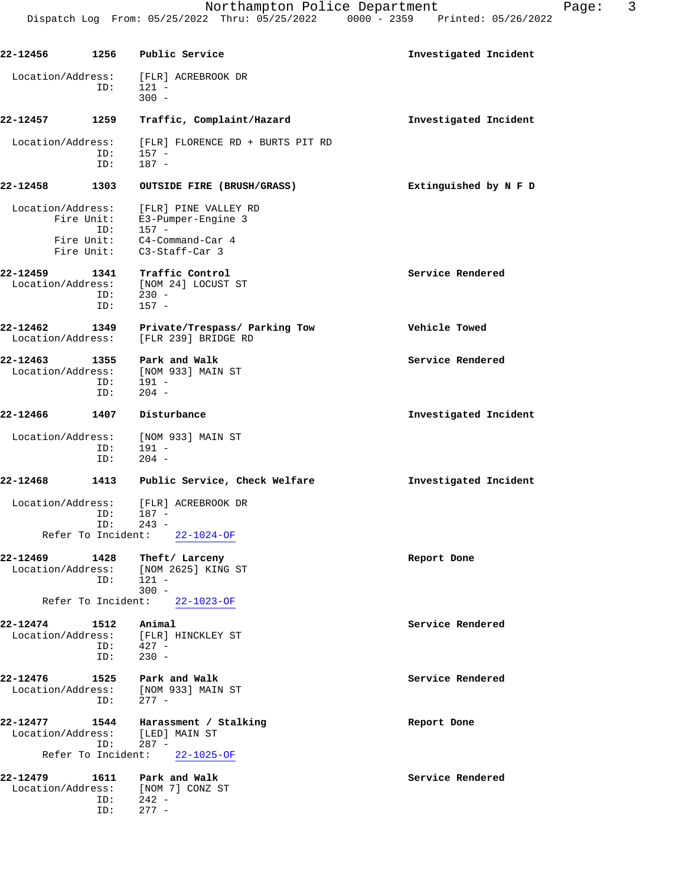**22-12456** **1256** **Public Service** **Investigated Incident**

Location/Address: [FLR] ACREBROOK DR
ID: 121 -
300 -

**22-12457** **1259** **Traffic, Complaint/Hazard** **Investigated Incident**

Location/Address: [FLR] FLORENCE RD + BURTS PIT RD
ID: 157 -
ID: 187 -

**22-12458** **1303** **OUTSIDE FIRE (BRUSH/GRASS)** **Extinguished by N F D**

Location/Address: [FLR] PINE VALLEY RD
Fire Unit: E3-Pumper-Engine 3
ID: 157 -
Fire Unit: C4-Command-Car 4
Fire Unit: C3-Staff-Car 3

**22-12459** **1341** **Traffic Control** **Service Rendered**
Location/Address: [NOM 24] LOCUST ST
ID: 230 -
ID: 157 -

**22-12462** **1349** **Private/Trespass/ Parking Tow** **Vehicle Towed**
Location/Address: [FLR 239] BRIDGE RD

**22-12463** **1355** **Park and Walk** **Service Rendered**
Location/Address: [NOM 933] MAIN ST
ID: 191 -
ID: 204 -

**22-12466** **1407** **Disturbance** **Investigated Incident**

Location/Address: [NOM 933] MAIN ST
ID: 191 -
ID: 204 -

**22-12468** **1413** **Public Service, Check Welfare** **Investigated Incident**

Location/Address: [FLR] ACREBROOK DR
ID: 187 -
ID: 243 -
Refer To Incident: 22-1024-OF

**22-12469** **1428** **Theft/ Larceny** **Report Done**
Location/Address: [NOM 2625] KING ST
ID: 121 -
300 -
Refer To Incident: 22-1023-OF

**22-12474** **1512** **Animal** **Service Rendered**
Location/Address: [FLR] HINCKLEY ST
ID: 427 -
ID: 230 -

**22-12476** **1525** **Park and Walk** **Service Rendered**
Location/Address: [NOM 933] MAIN ST
ID: 277 -

**22-12477** **1544** **Harassment / Stalking** **Report Done**
Location/Address: [LED] MAIN ST
ID: 287 -
Refer To Incident: 22-1025-OF

**22-12479** **1611** **Park and Walk** **Service Rendered**
Location/Address: [NOM 7] CONZ ST
ID: 242 -
ID: 277 -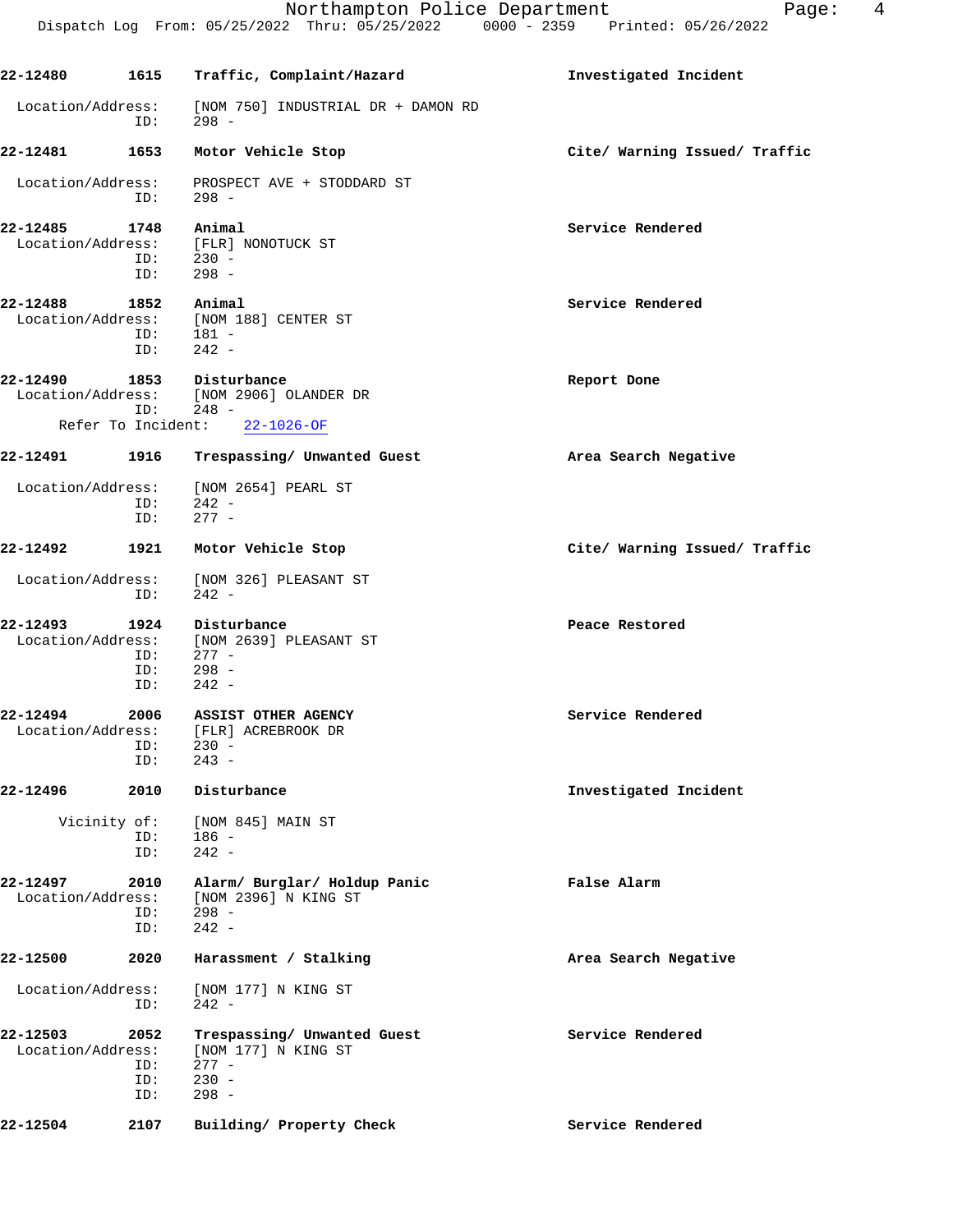**22-12480** **1615** **Traffic, Complaint/Hazard** **Investigated Incident**

Location/Address: [NOM 750] INDUSTRIAL DR + DAMON RD
ID: 298 -

**22-12481** **1653** **Motor Vehicle Stop** **Cite/ Warning Issued/ Traffic**

Location/Address: PROSPECT AVE + STODDARD ST
ID: 298 -

**22-12485** **1748** **Animal** **Service Rendered**
Location/Address: [FLR] NONOTUCK ST
ID: 230 -
ID: 298 -

**22-12488** **1852** **Animal** **Service Rendered**
Location/Address: [NOM 188] CENTER ST
ID: 181 -
ID: 242 -

**22-12490** **1853** **Disturbance** **Report Done**
Location/Address: [NOM 2906] OLANDER DR
ID: 248 -
Refer To Incident: 22-1026-OF

**22-12491** **1916** **Trespassing/ Unwanted Guest** **Area Search Negative**

Location/Address: [NOM 2654] PEARL ST
ID: 242 -
ID: 277 -

**22-12492** **1921** **Motor Vehicle Stop** **Cite/ Warning Issued/ Traffic**

Location/Address: [NOM 326] PLEASANT ST
ID: 242 -

**22-12493** **1924** **Disturbance** **Peace Restored**
Location/Address: [NOM 2639] PLEASANT ST
ID: 277 -
ID: 298 -
ID: 242 -

**22-12494** **2006** **ASSIST OTHER AGENCY** **Service Rendered**
Location/Address: [FLR] ACREBROOK DR
ID: 230 -
ID: 243 -

**22-12496** **2010** **Disturbance** **Investigated Incident**

Vicinity of: [NOM 845] MAIN ST
ID: 186 -
ID: 242 -

**22-12497** **2010** **Alarm/ Burglar/ Holdup Panic** **False Alarm**
Location/Address: [NOM 2396] N KING ST
ID: 298 -
ID: 242 -

**22-12500** **2020** **Harassment / Stalking** **Area Search Negative**

Location/Address: [NOM 177] N KING ST
ID: 242 -

**22-12503** **2052** **Trespassing/ Unwanted Guest** **Service Rendered**
Location/Address: [NOM 177] N KING ST
ID: 277 -
ID: 230 -
ID: 298 -

**22-12504** **2107** **Building/ Property Check** **Service Rendered**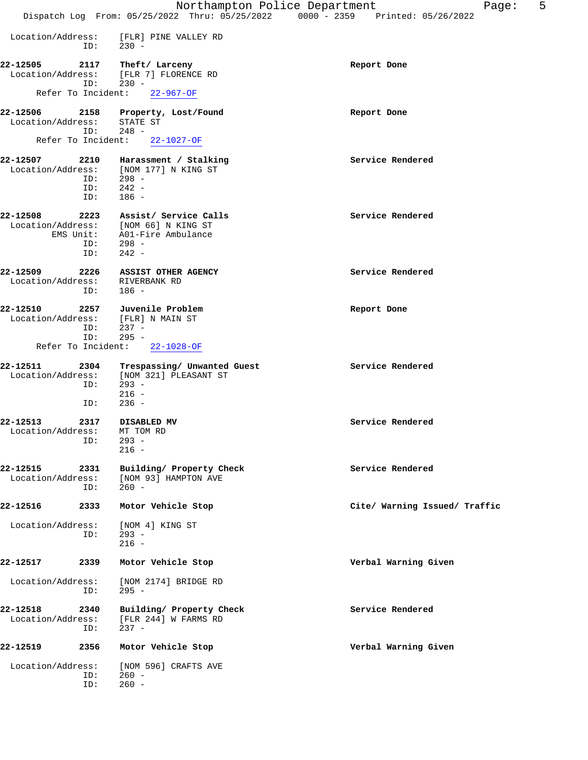Location/Address: [FLR] PINE VALLEY RD
ID: 230 -

**22-12505** **2117** **Theft/ Larceny** **Report Done**
Location/Address: [FLR 7] FLORENCE RD
ID: 230 -
Refer To Incident: 22-967-OF

**22-12506** **2158** **Property, Lost/Found** **Report Done**
Location/Address: STATE ST
ID: 248 -
Refer To Incident: 22-1027-OF

**22-12507** **2210** **Harassment / Stalking** **Service Rendered**
Location/Address: [NOM 177] N KING ST
ID: 298 -
ID: 242 -
ID: 186 -

**22-12508** **2223** **Assist/ Service Calls** **Service Rendered**
Location/Address: [NOM 66] N KING ST
EMS Unit: A01-Fire Ambulance
ID: 298 -
ID: 242 -

**22-12509** **2226** **ASSIST OTHER AGENCY** **Service Rendered**
Location/Address: RIVERBANK RD
ID: 186 -

**22-12510** **2257** **Juvenile Problem** **Report Done**
Location/Address: [FLR] N MAIN ST
ID: 237 -
ID: 295 -
Refer To Incident: 22-1028-OF

**22-12511** **2304** **Trespassing/ Unwanted Guest** **Service Rendered**
Location/Address: [NOM 321] PLEASANT ST
ID: 293 -
216 -
ID: 236 -

**22-12513** **2317** **DISABLED MV** **Service Rendered**
Location/Address: MT TOM RD
ID: 293 -
216 -

**22-12515** **2331** **Building/ Property Check** **Service Rendered**
Location/Address: [NOM 93] HAMPTON AVE
ID: 260 -

**22-12516** **2333** **Motor Vehicle Stop** **Cite/ Warning Issued/ Traffic**
Location/Address: [NOM 4] KING ST
ID: 293 -
216 -

**22-12517** **2339** **Motor Vehicle Stop** **Verbal Warning Given**
Location/Address: [NOM 2174] BRIDGE RD
ID: 295 -

**22-12518** **2340** **Building/ Property Check** **Service Rendered**
Location/Address: [FLR 244] W FARMS RD
ID: 237 -

**22-12519** **2356** **Motor Vehicle Stop** **Verbal Warning Given**
Location/Address: [NOM 596] CRAFTS AVE
ID: 260 -
ID: 260 -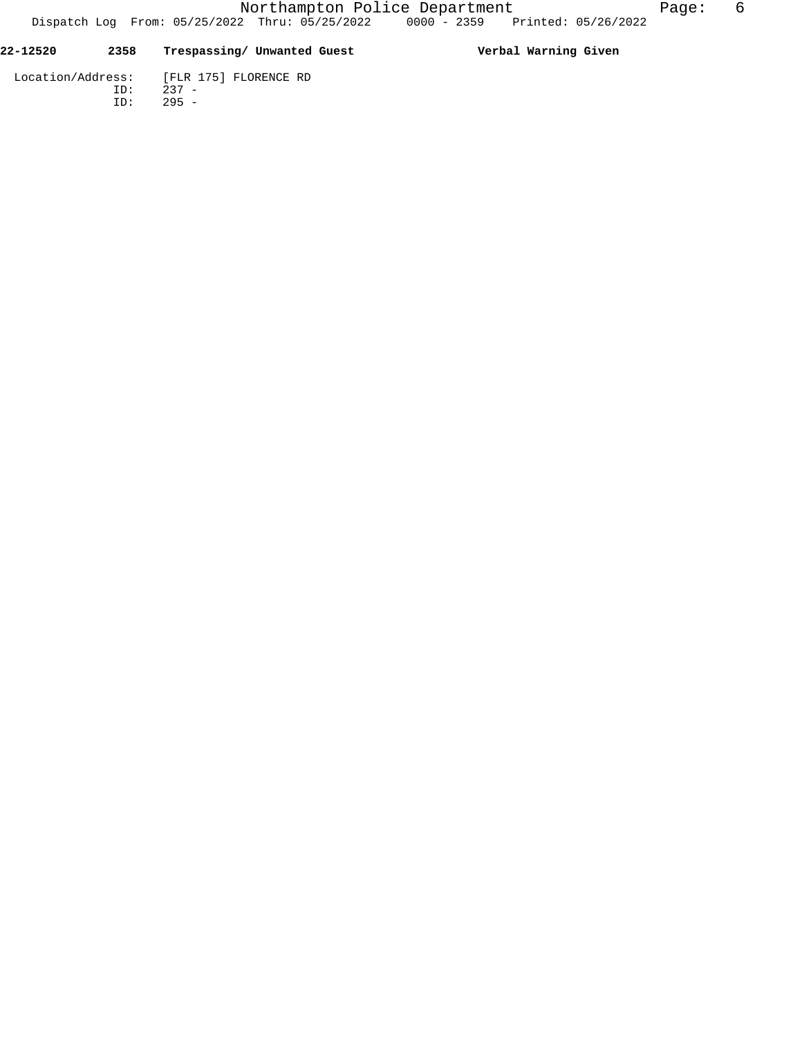**22-12520 2358 Trespassing/ Unwanted Guest Verbal Warning Given**

Location/Address: [FLR 175] FLORENCE RD
ID: 237 -
ID: 295 -